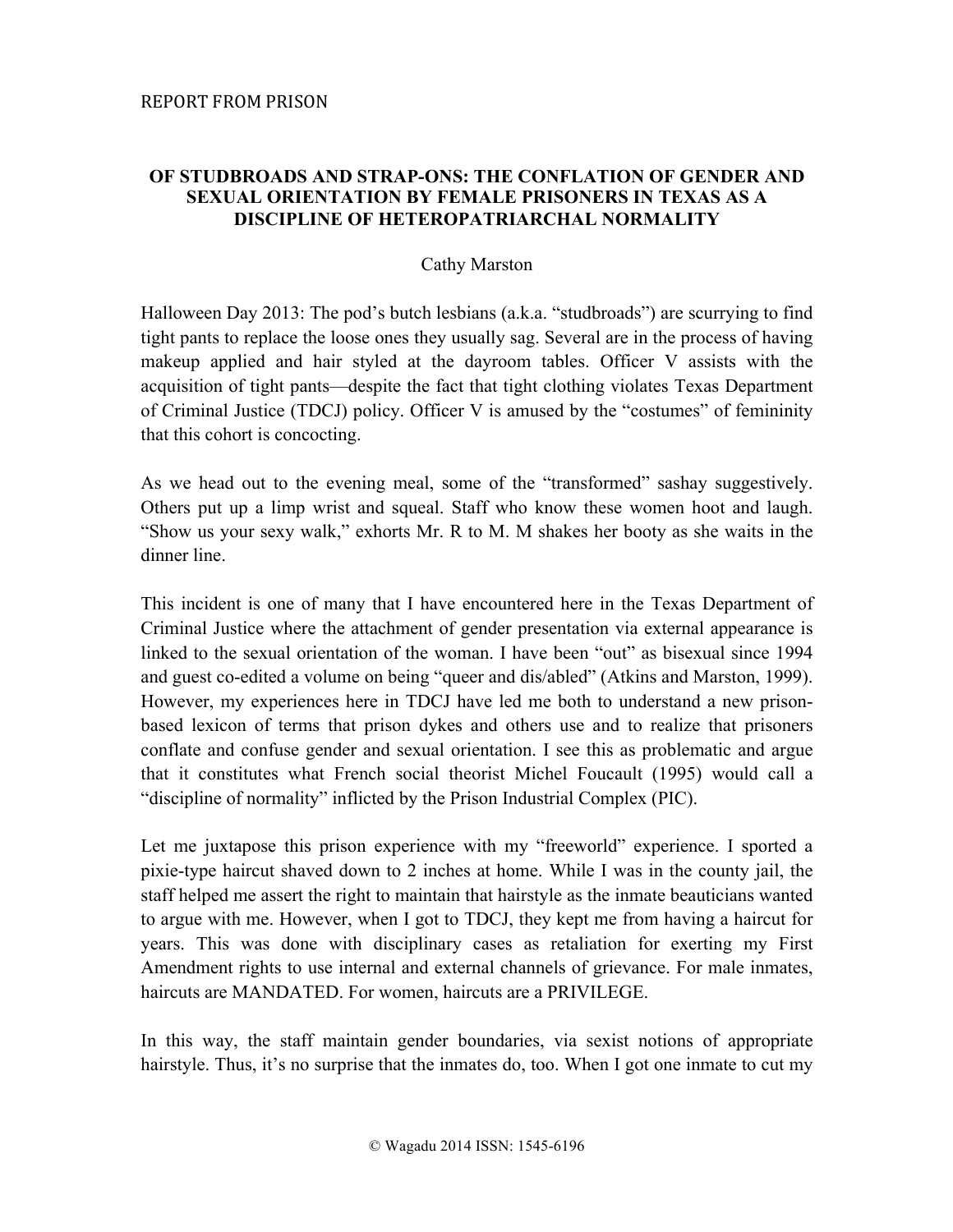REPORT FROM PRISON

# OF STUDBROADS AND STRAP-ONS: THE CONFLATION OF GENDER AND SEXUAL ORIENTATION BY FEMALE PRISONERS IN TEXAS AS A DISCIPLINE OF HETEROPATRIARCHAL NORMALITY

Cathy Marston

Halloween Day 2013: The pod's butch lesbians (a.k.a. "studbroads") are scurrying to find tight pants to replace the loose ones they usually sag. Several are in the process of having makeup applied and hair styled at the dayroom tables. Officer V assists with the acquisition of tight pants—despite the fact that tight clothing violates Texas Department of Criminal Justice (TDCJ) policy. Officer V is amused by the "costumes" of femininity that this cohort is concocting.

As we head out to the evening meal, some of the "transformed" sashay suggestively. Others put up a limp wrist and squeal. Staff who know these women hoot and laugh. "Show us your sexy walk," exhorts Mr. R to M. M shakes her booty as she waits in the dinner line.

This incident is one of many that I have encountered here in the Texas Department of Criminal Justice where the attachment of gender presentation via external appearance is linked to the sexual orientation of the woman. I have been "out" as bisexual since 1994 and guest co-edited a volume on being "queer and dis/abled" (Atkins and Marston, 1999). However, my experiences here in TDCJ have led me both to understand a new prison-based lexicon of terms that prison dykes and others use and to realize that prisoners conflate and confuse gender and sexual orientation. I see this as problematic and argue that it constitutes what French social theorist Michel Foucault (1995) would call a "discipline of normality" inflicted by the Prison Industrial Complex (PIC).

Let me juxtapose this prison experience with my "freeworld" experience. I sported a pixie-type haircut shaved down to 2 inches at home. While I was in the county jail, the staff helped me assert the right to maintain that hairstyle as the inmate beauticians wanted to argue with me. However, when I got to TDCJ, they kept me from having a haircut for years. This was done with disciplinary cases as retaliation for exerting my First Amendment rights to use internal and external channels of grievance. For male inmates, haircuts are MANDATED. For women, haircuts are a PRIVILEGE.

In this way, the staff maintain gender boundaries, via sexist notions of appropriate hairstyle. Thus, it's no surprise that the inmates do, too. When I got one inmate to cut my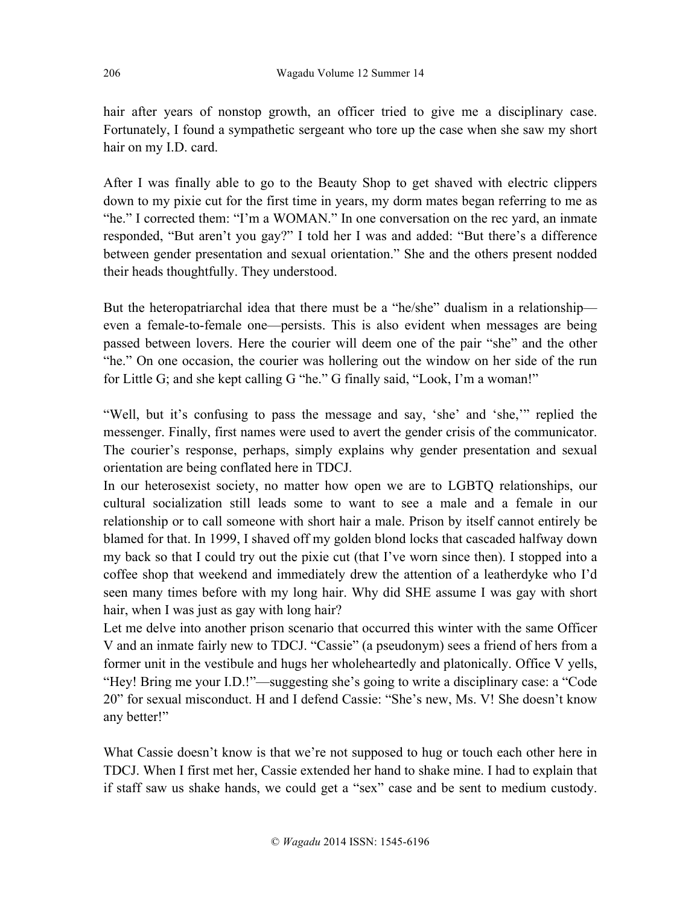hair after years of nonstop growth, an officer tried to give me a disciplinary case. Fortunately, I found a sympathetic sergeant who tore up the case when she saw my short hair on my I.D. card.

After I was finally able to go to the Beauty Shop to get shaved with electric clippers down to my pixie cut for the first time in years, my dorm mates began referring to me as "he." I corrected them: "I'm a WOMAN." In one conversation on the rec yard, an inmate responded, "But aren't you gay?" I told her I was and added: "But there's a difference between gender presentation and sexual orientation." She and the others present nodded their heads thoughtfully. They understood.

But the heteropatriarchal idea that there must be a "he/she" dualism in a relationship—even a female-to-female one—persists. This is also evident when messages are being passed between lovers. Here the courier will deem one of the pair "she" and the other "he." On one occasion, the courier was hollering out the window on her side of the run for Little G; and she kept calling G "he." G finally said, "Look, I'm a woman!"

"Well, but it's confusing to pass the message and say, 'she' and 'she,'" replied the messenger. Finally, first names were used to avert the gender crisis of the communicator. The courier's response, perhaps, simply explains why gender presentation and sexual orientation are being conflated here in TDCJ.

In our heterosexist society, no matter how open we are to LGBTQ relationships, our cultural socialization still leads some to want to see a male and a female in our relationship or to call someone with short hair a male. Prison by itself cannot entirely be blamed for that. In 1999, I shaved off my golden blond locks that cascaded halfway down my back so that I could try out the pixie cut (that I've worn since then). I stopped into a coffee shop that weekend and immediately drew the attention of a leatherdyke who I'd seen many times before with my long hair. Why did SHE assume I was gay with short hair, when I was just as gay with long hair?

Let me delve into another prison scenario that occurred this winter with the same Officer V and an inmate fairly new to TDCJ. "Cassie" (a pseudonym) sees a friend of hers from a former unit in the vestibule and hugs her wholeheartedly and platonically. Office V yells, "Hey! Bring me your I.D.!"—suggesting she's going to write a disciplinary case: a "Code 20" for sexual misconduct. H and I defend Cassie: "She's new, Ms. V! She doesn't know any better!"

What Cassie doesn't know is that we're not supposed to hug or touch each other here in TDCJ. When I first met her, Cassie extended her hand to shake mine. I had to explain that if staff saw us shake hands, we could get a "sex" case and be sent to medium custody.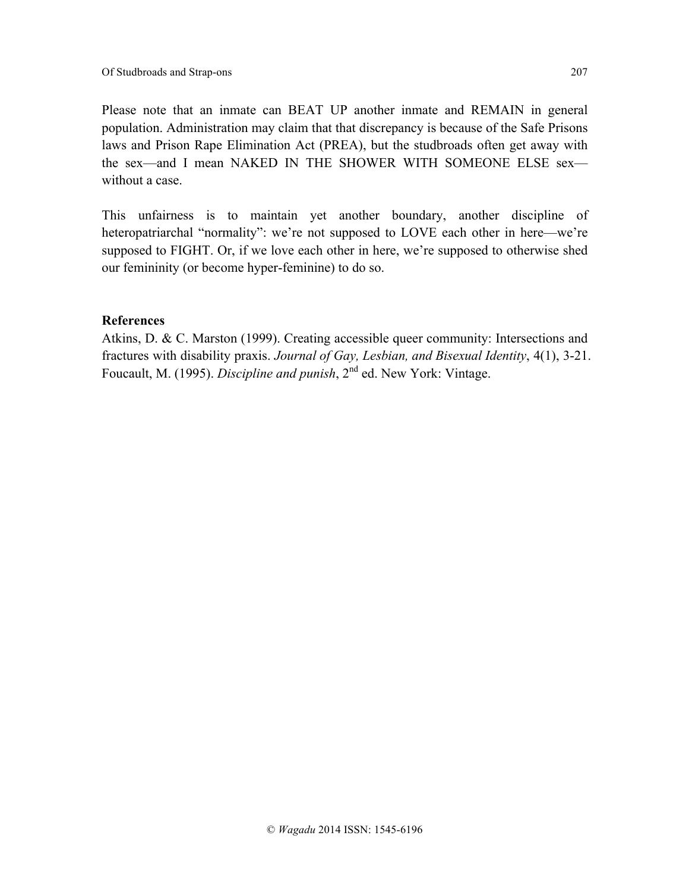Please note that an inmate can BEAT UP another inmate and REMAIN in general population. Administration may claim that that discrepancy is because of the Safe Prisons laws and Prison Rape Elimination Act (PREA), but the studbroads often get away with the sex—and I mean NAKED IN THE SHOWER WITH SOMEONE ELSE sex—without a case.

This unfairness is to maintain yet another boundary, another discipline of heteropatriarchal "normality": we're not supposed to LOVE each other in here—we're supposed to FIGHT. Or, if we love each other in here, we're supposed to otherwise shed our femininity (or become hyper-feminine) to do so.

**References**

Atkins, D. & C. Marston (1999). Creating accessible queer community: Intersections and fractures with disability praxis. *Journal of Gay, Lesbian, and Bisexual Identity*, 4(1), 3-21.

Foucault, M. (1995). *Discipline and punish*, 2nd ed. New York: Vintage.